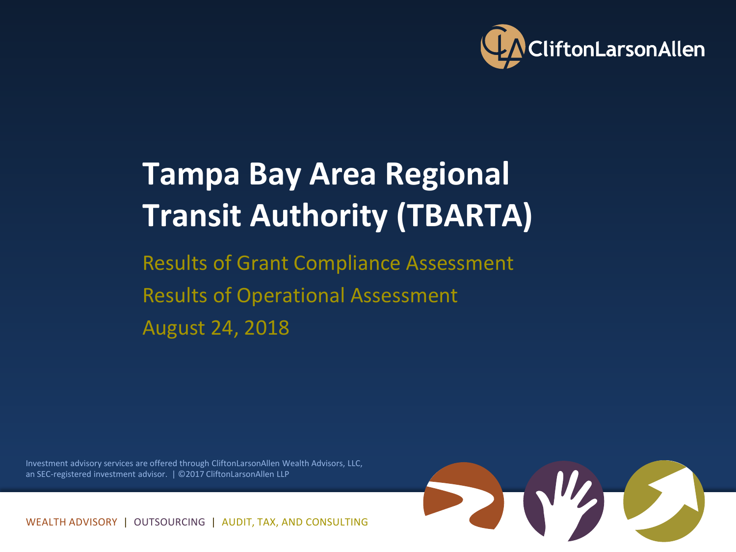CliftonLarsonAllen

# Tampa Bay Area Regional Transit Authority (TBARTA)

Results of Grant Compliance Assessment

Results of Operational Assessment

August 24, 2018

Investment advisory services are offered through CliftonLarsonAllen Wealth Advisors, LLC, an SEC-registered investment advisor. | ©2017 CliftonLarsonAllen LLP

WEALTH ADVISORY | OUTSOURCING | AUDIT, TAX, AND CONSULTING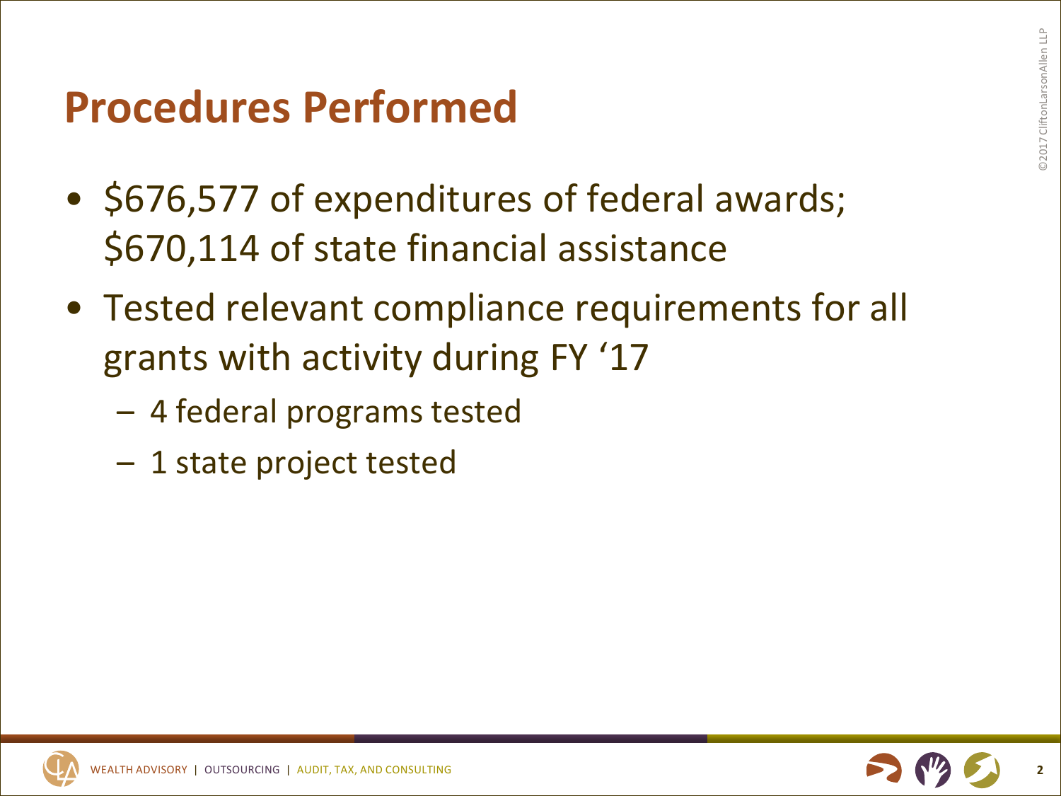# Procedures Performed

- $676,577 of expenditures of federal awards; $670,114 of state financial assistance
- Tested relevant compliance requirements for all grants with activity during FY '17
  - 4 federal programs tested
  - 1 state project tested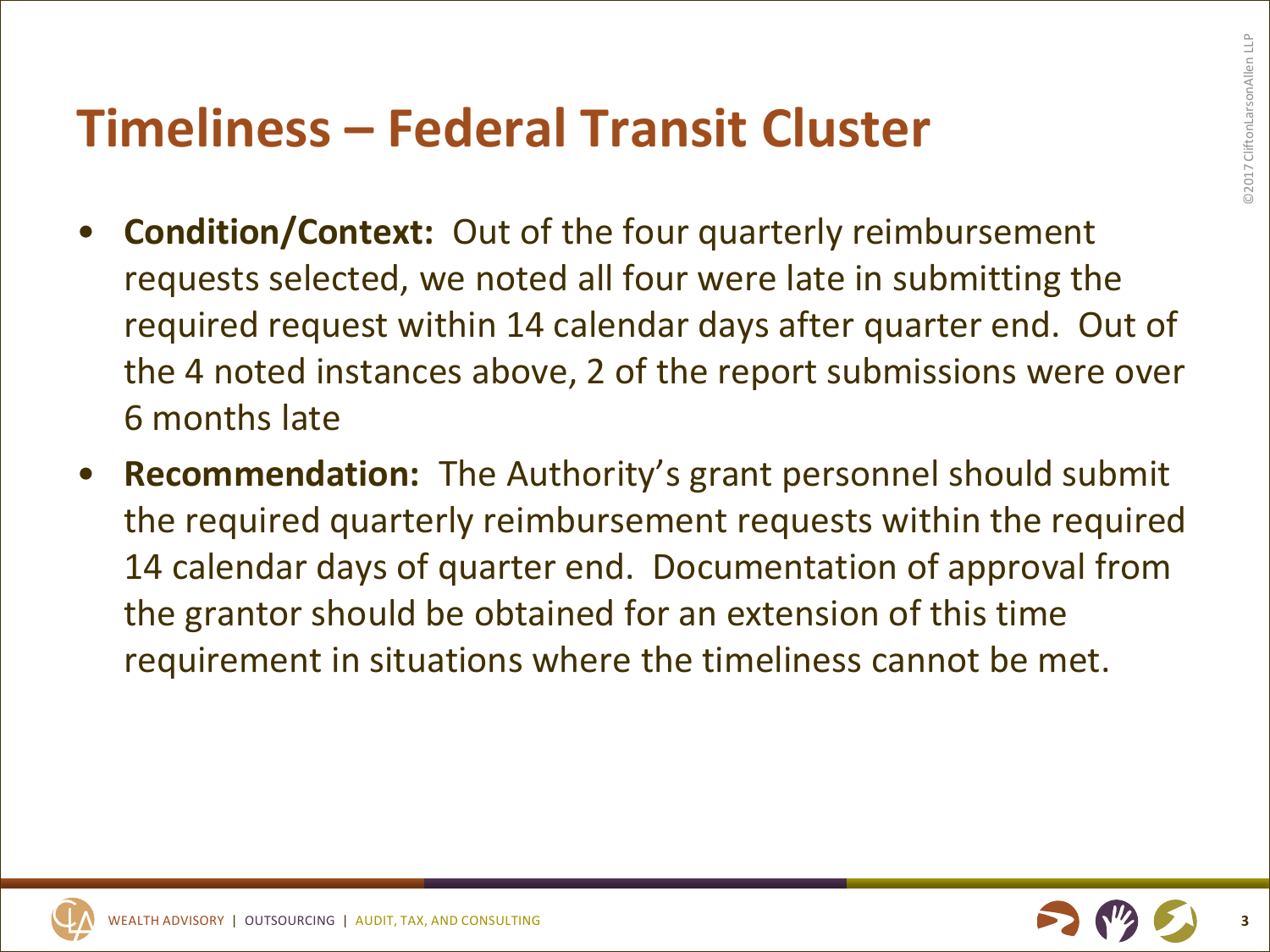# Timeliness – Federal Transit Cluster

- **Condition/Context:** Out of the four quarterly reimbursement requests selected, we noted all four were late in submitting the required request within 14 calendar days after quarter end. Out of the 4 noted instances above, 2 of the report submissions were over 6 months late
- **Recommendation:** The Authority's grant personnel should submit the required quarterly reimbursement requests within the required 14 calendar days of quarter end. Documentation of approval from the grantor should be obtained for an extension of this time requirement in situations where the timeliness cannot be met.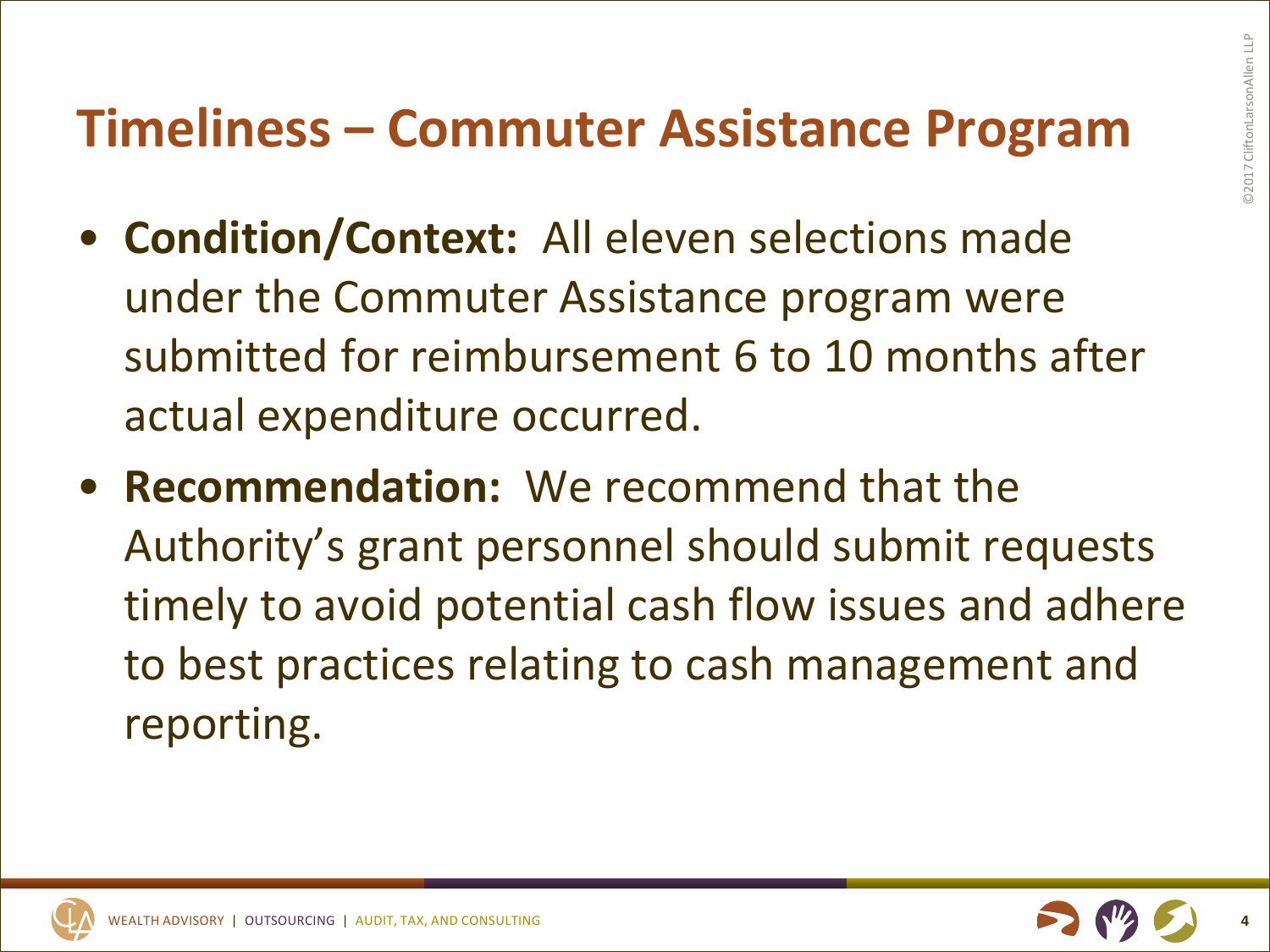# Timeliness – Commuter Assistance Program

- **Condition/Context:** All eleven selections made under the Commuter Assistance program were submitted for reimbursement 6 to 10 months after actual expenditure occurred.
- **Recommendation:** We recommend that the Authority's grant personnel should submit requests timely to avoid potential cash flow issues and adhere to best practices relating to cash management and reporting.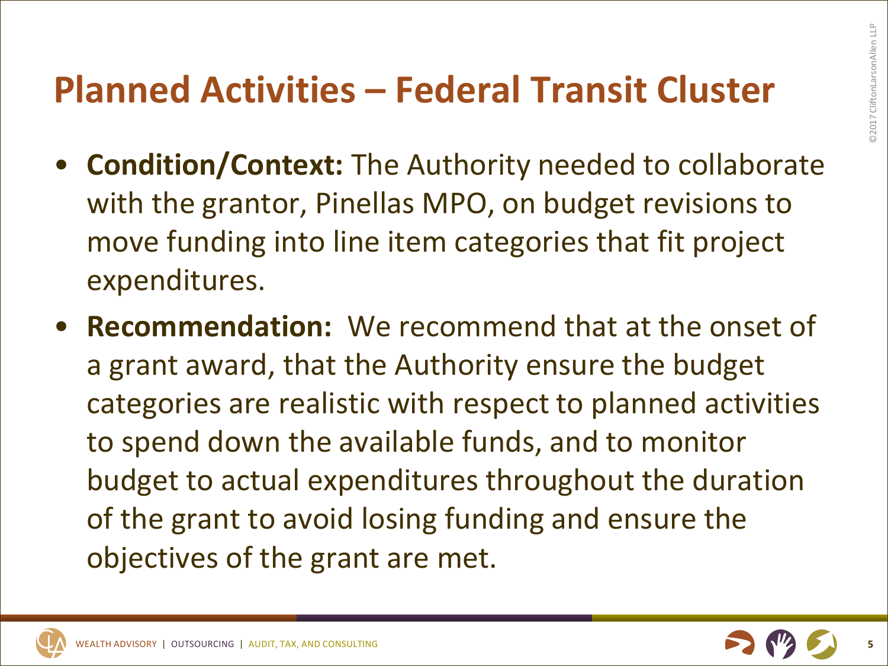# Planned Activities – Federal Transit Cluster

- **Condition/Context:** The Authority needed to collaborate with the grantor, Pinellas MPO, on budget revisions to move funding into line item categories that fit project expenditures.
- **Recommendation:** We recommend that at the onset of a grant award, that the Authority ensure the budget categories are realistic with respect to planned activities to spend down the available funds, and to monitor budget to actual expenditures throughout the duration of the grant to avoid losing funding and ensure the objectives of the grant are met.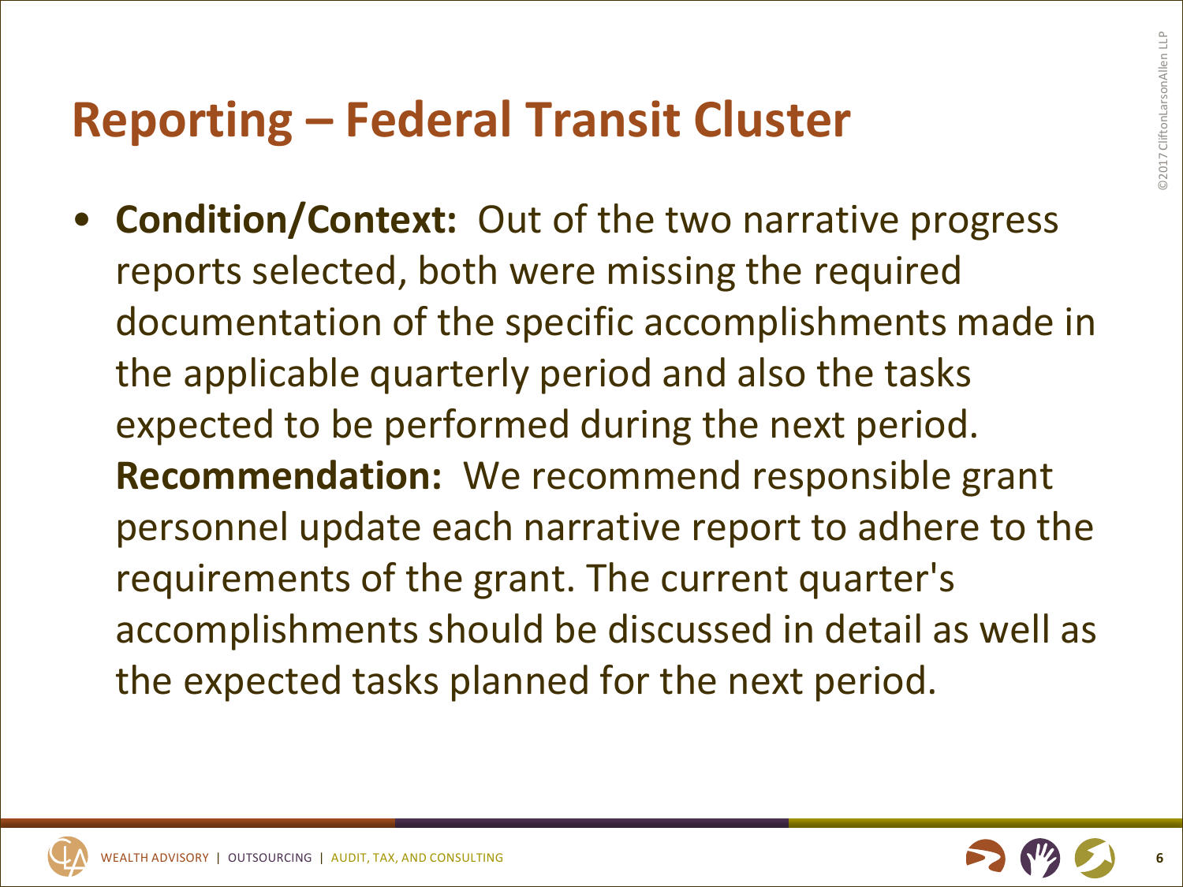# Reporting – Federal Transit Cluster

- **Condition/Context:** Out of the two narrative progress reports selected, both were missing the required documentation of the specific accomplishments made in the applicable quarterly period and also the tasks expected to be performed during the next period. **Recommendation:** We recommend responsible grant personnel update each narrative report to adhere to the requirements of the grant. The current quarter's accomplishments should be discussed in detail as well as the expected tasks planned for the next period.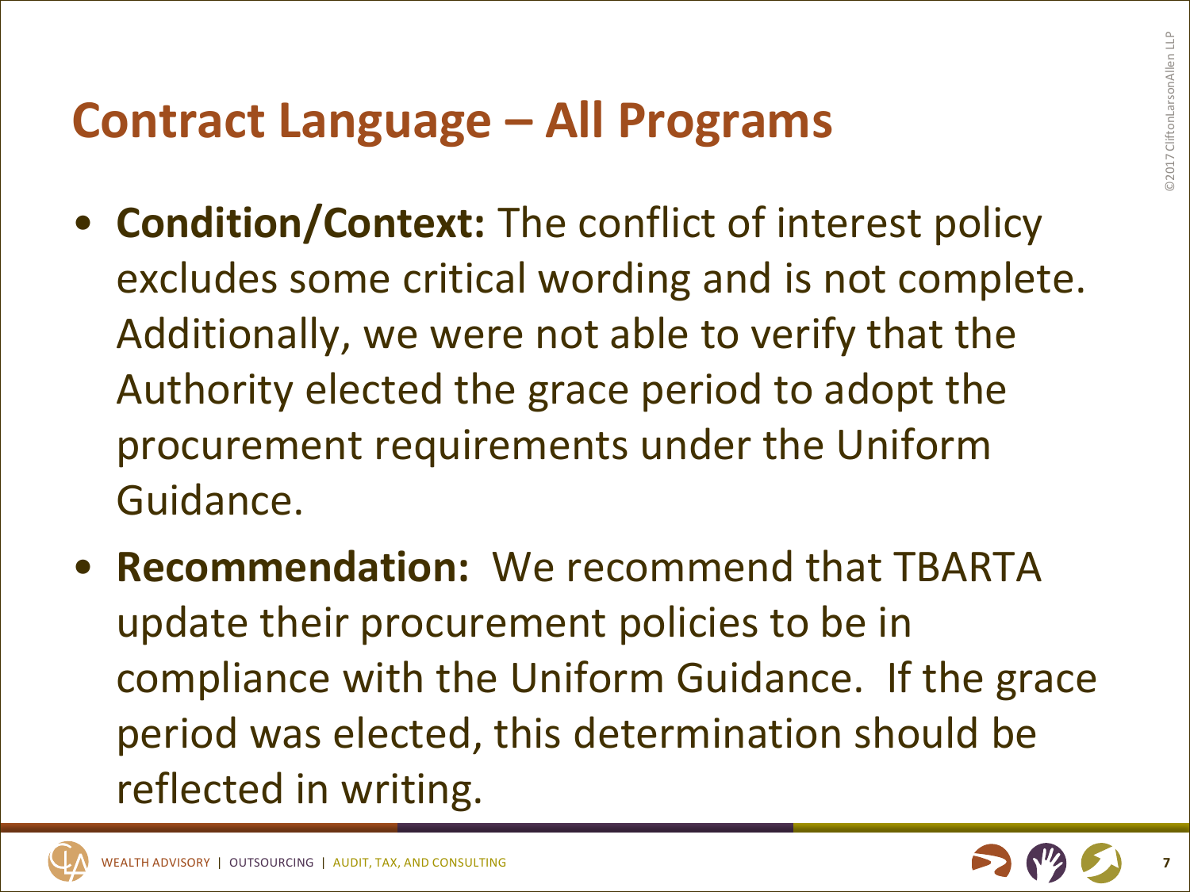# Contract Language – All Programs

- **Condition/Context:** The conflict of interest policy excludes some critical wording and is not complete. Additionally, we were not able to verify that the Authority elected the grace period to adopt the procurement requirements under the Uniform Guidance.
- **Recommendation:** We recommend that TBARTA update their procurement policies to be in compliance with the Uniform Guidance. If the grace period was elected, this determination should be reflected in writing.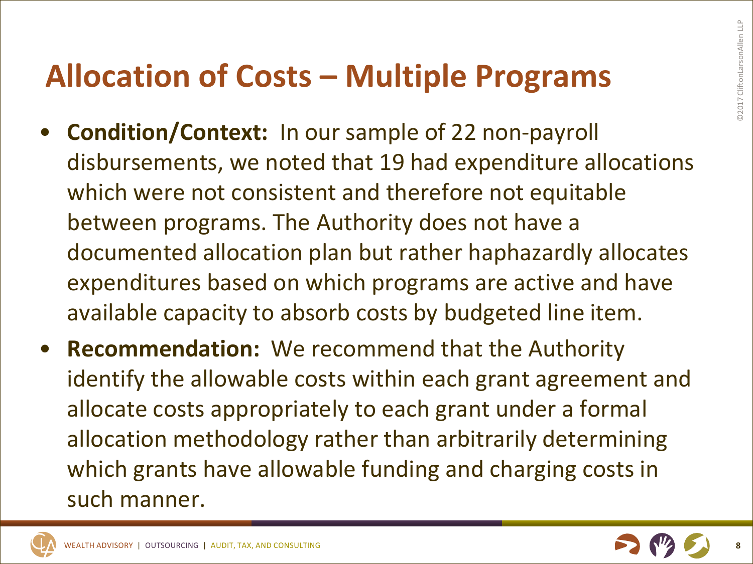# Allocation of Costs – Multiple Programs

- **Condition/Context:** In our sample of 22 non-payroll disbursements, we noted that 19 had expenditure allocations which were not consistent and therefore not equitable between programs. The Authority does not have a documented allocation plan but rather haphazardly allocates expenditures based on which programs are active and have available capacity to absorb costs by budgeted line item.
- **Recommendation:** We recommend that the Authority identify the allowable costs within each grant agreement and allocate costs appropriately to each grant under a formal allocation methodology rather than arbitrarily determining which grants have allowable funding and charging costs in such manner.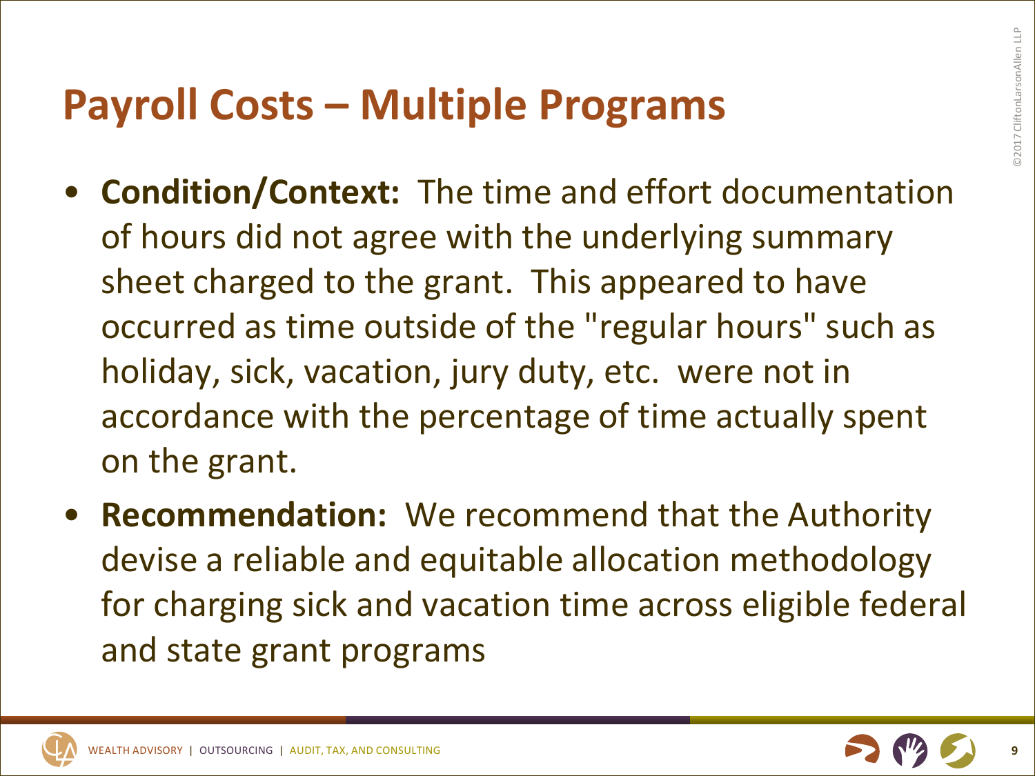# Payroll Costs – Multiple Programs

- **Condition/Context:** The time and effort documentation of hours did not agree with the underlying summary sheet charged to the grant. This appeared to have occurred as time outside of the "regular hours" such as holiday, sick, vacation, jury duty, etc. were not in accordance with the percentage of time actually spent on the grant.
- **Recommendation:** We recommend that the Authority devise a reliable and equitable allocation methodology for charging sick and vacation time across eligible federal and state grant programs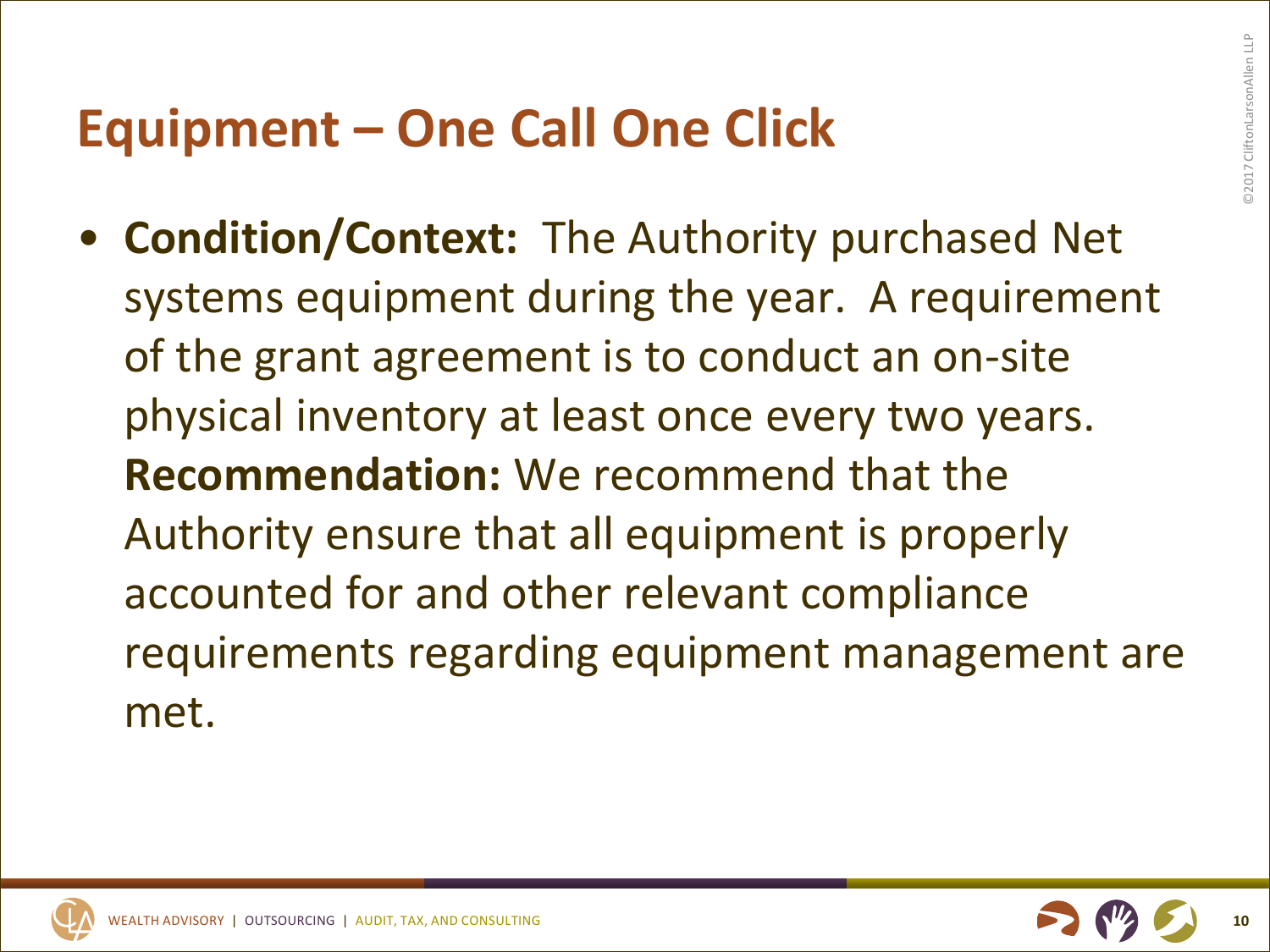# Equipment – One Call One Click

- **Condition/Context:** The Authority purchased Net systems equipment during the year. A requirement of the grant agreement is to conduct an on-site physical inventory at least once every two years. **Recommendation:** We recommend that the Authority ensure that all equipment is properly accounted for and other relevant compliance requirements regarding equipment management are met.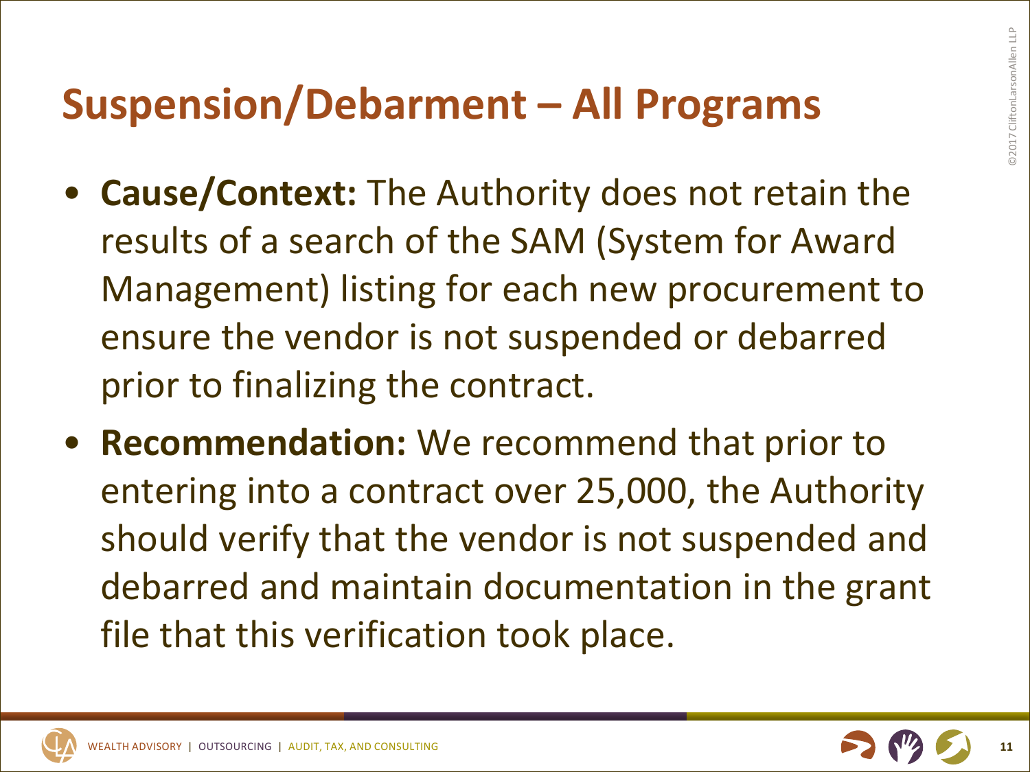# Suspension/Debarment – All Programs

- **Cause/Context:** The Authority does not retain the results of a search of the SAM (System for Award Management) listing for each new procurement to ensure the vendor is not suspended or debarred prior to finalizing the contract.
- **Recommendation:** We recommend that prior to entering into a contract over 25,000, the Authority should verify that the vendor is not suspended and debarred and maintain documentation in the grant file that this verification took place.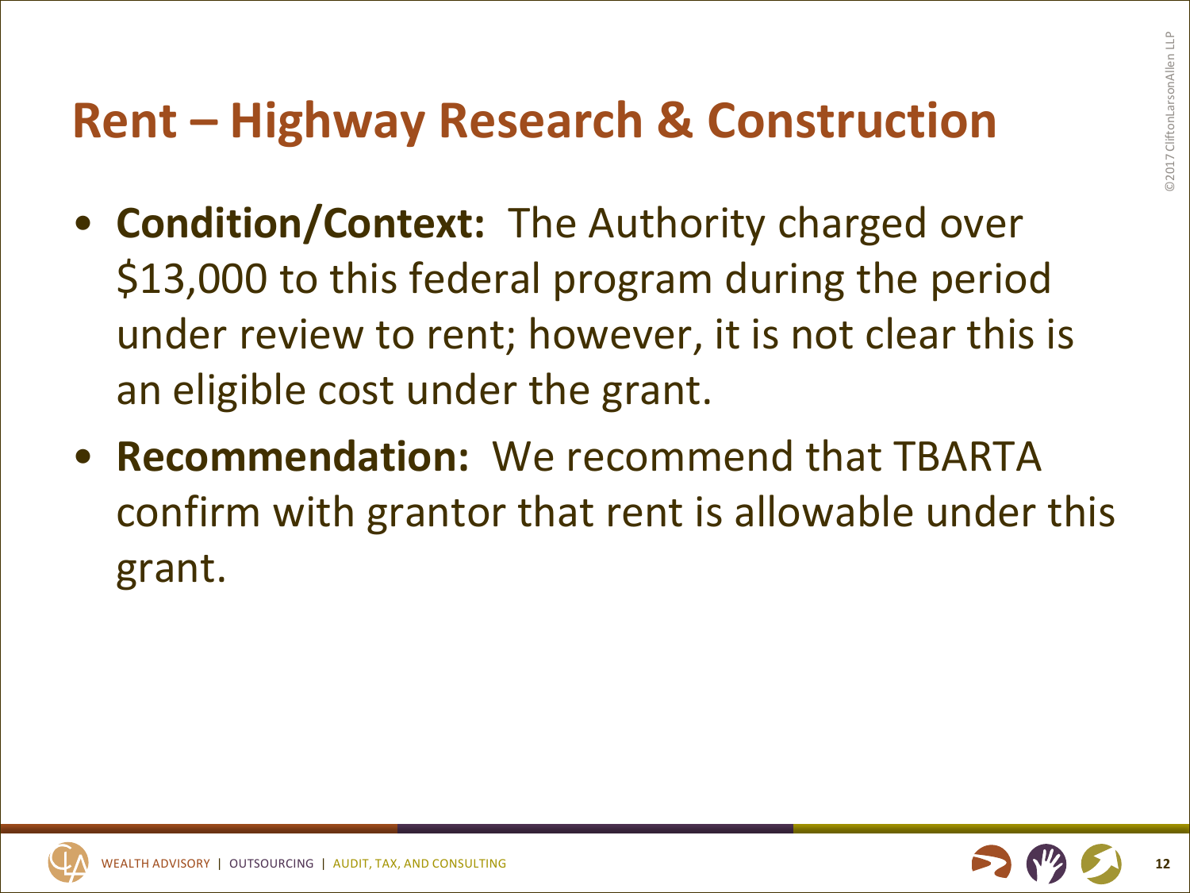# Rent – Highway Research & Construction

- **Condition/Context:** The Authority charged over $13,000 to this federal program during the period under review to rent; however, it is not clear this is an eligible cost under the grant.
- **Recommendation:** We recommend that TBARTA confirm with grantor that rent is allowable under this grant.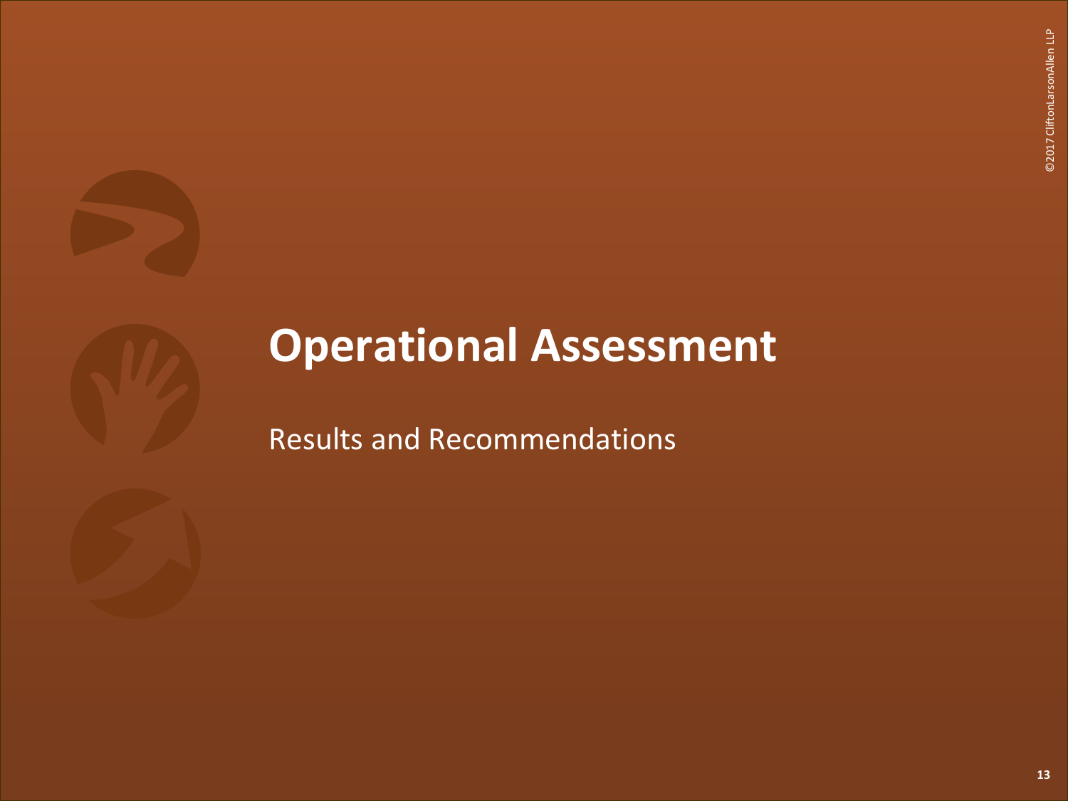# Operational Assessment

Results and Recommendations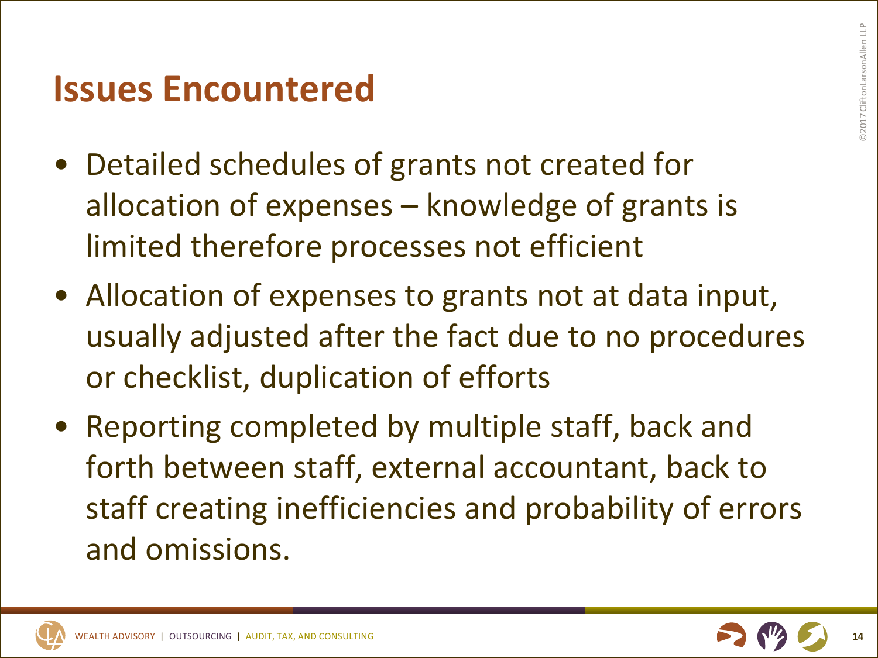# Issues Encountered

- Detailed schedules of grants not created for allocation of expenses – knowledge of grants is limited therefore processes not efficient
- Allocation of expenses to grants not at data input, usually adjusted after the fact due to no procedures or checklist, duplication of efforts
- Reporting completed by multiple staff, back and forth between staff, external accountant, back to staff creating inefficiencies and probability of errors and omissions.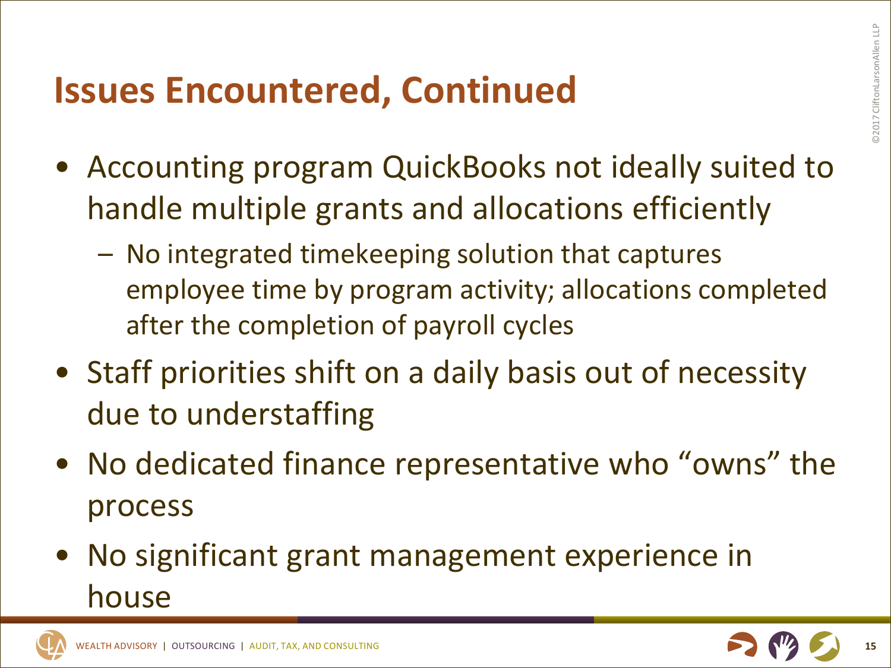# Issues Encountered, Continued

- Accounting program QuickBooks not ideally suited to handle multiple grants and allocations efficiently
  - No integrated timekeeping solution that captures employee time by program activity; allocations completed after the completion of payroll cycles
- Staff priorities shift on a daily basis out of necessity due to understaffing
- No dedicated finance representative who "owns" the process
- No significant grant management experience in house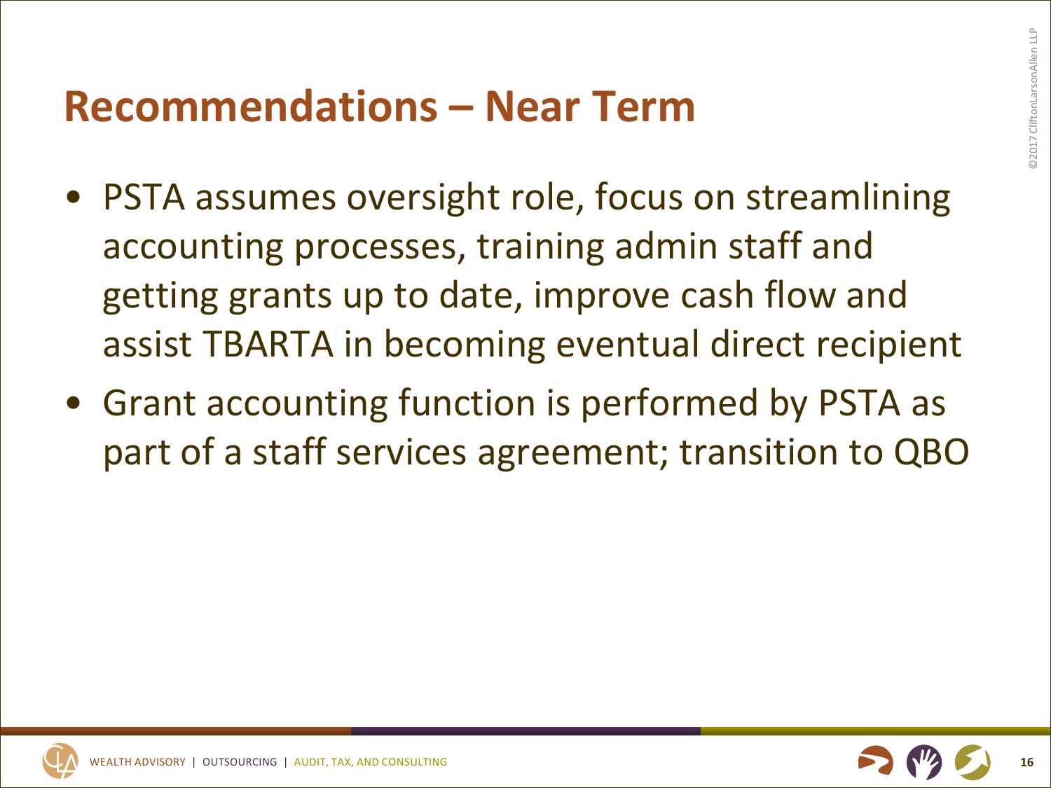# Recommendations – Near Term

- PSTA assumes oversight role, focus on streamlining accounting processes, training admin staff and getting grants up to date, improve cash flow and assist TBARTA in becoming eventual direct recipient
- Grant accounting function is performed by PSTA as part of a staff services agreement; transition to QBO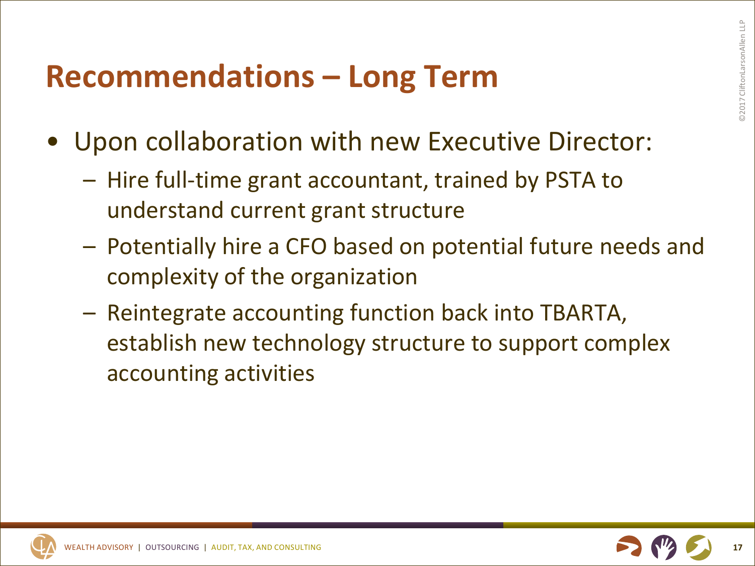# Recommendations – Long Term

- Upon collaboration with new Executive Director:
  - Hire full-time grant accountant, trained by PSTA to understand current grant structure
  - Potentially hire a CFO based on potential future needs and complexity of the organization
  - Reintegrate accounting function back into TBARTA, establish new technology structure to support complex accounting activities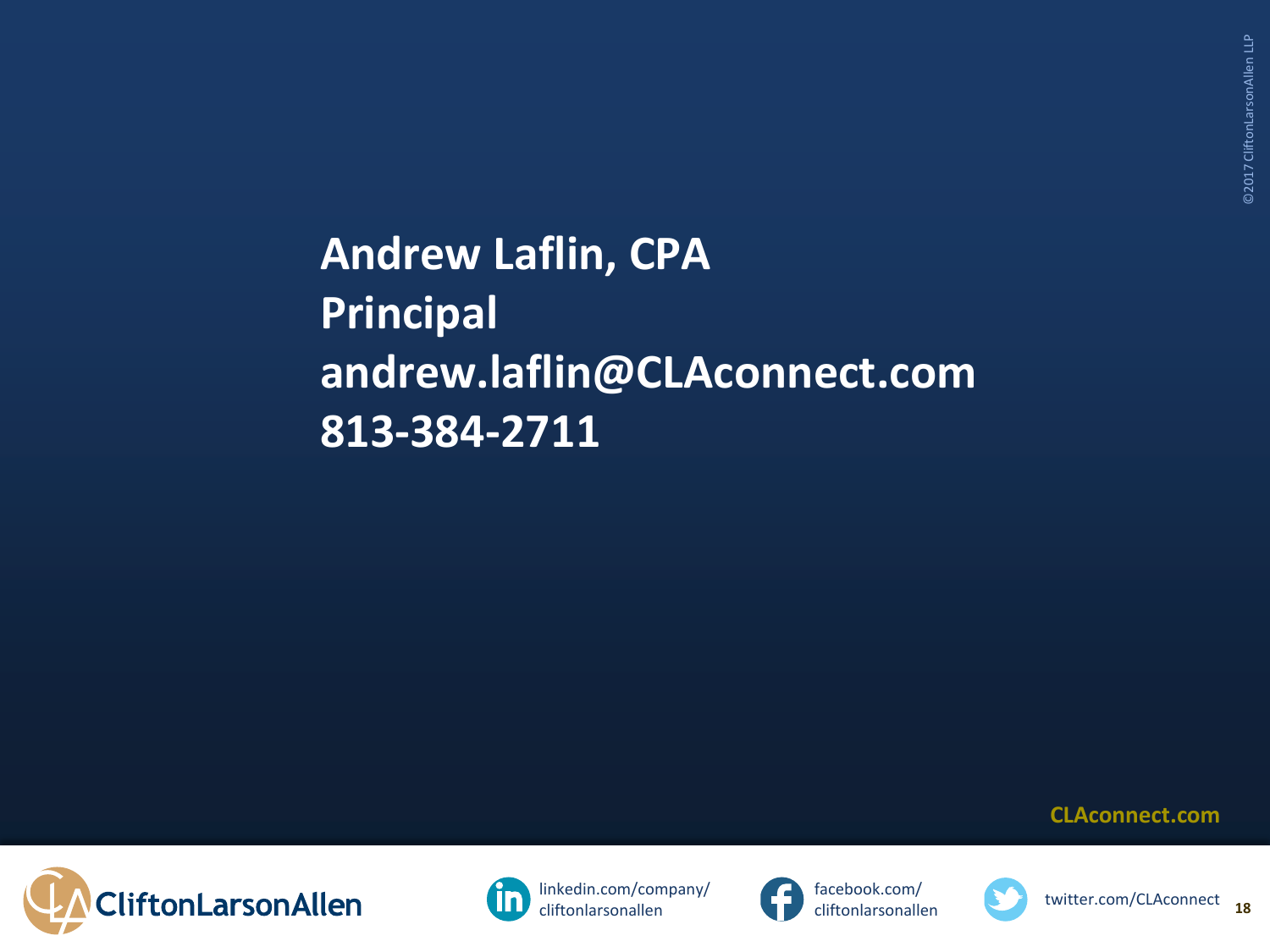**Andrew Laflin, CPA**
**Principal**
**andrew.laflin@CLAconnect.com**
**813-384-2711**

CLAconnect.com

CliftonLarsonAllen

linkedin.com/company/cliftonlarsonallen

facebook.com/cliftonlarsonallen

twitter.com/CLAconnect

©2017 CliftonLarsonAllen LLP